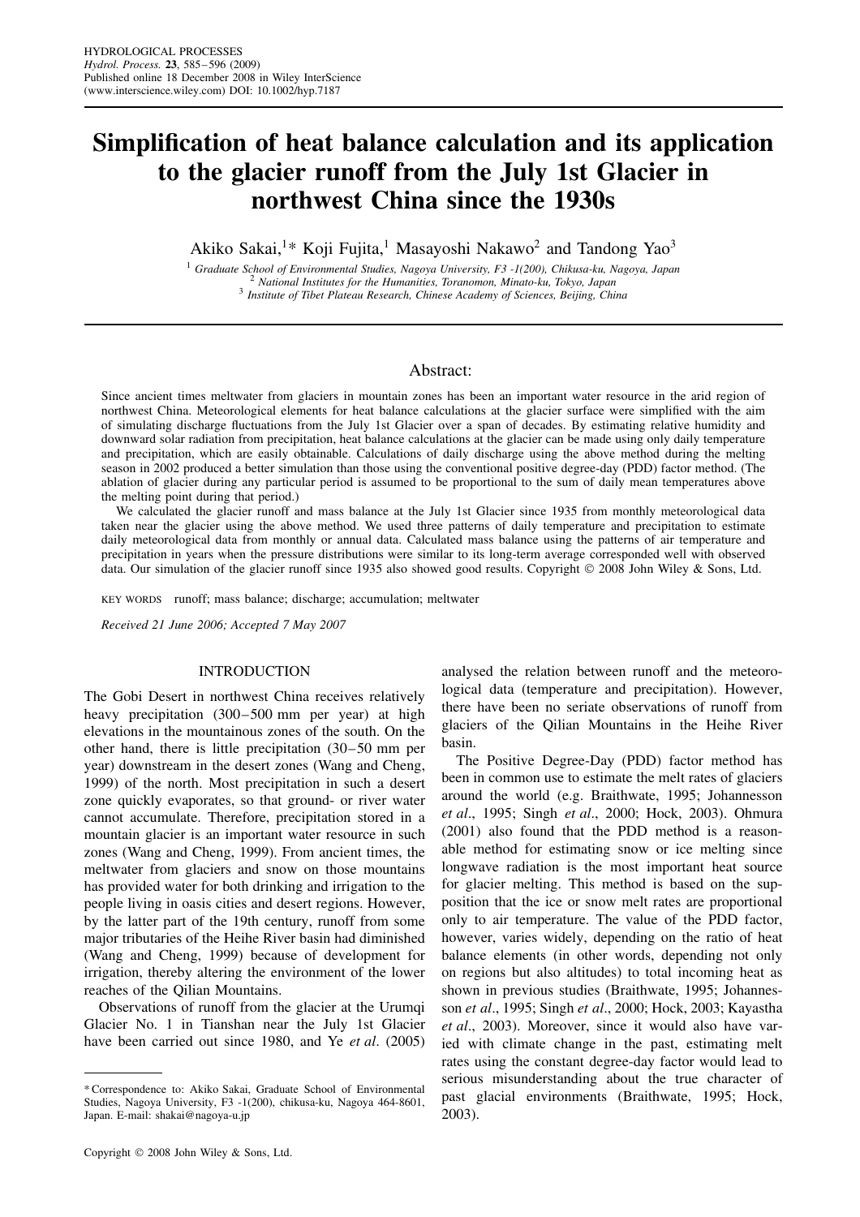# Simplification of heat balance calculation and its application to the glacier runoff from the July 1st Glacier in northwest China since the 1930s

Akiko Sakai,[1]* Koji Fujita,[1] Masayoshi Nakawo[2] and Tandong Yao[3]

[1] Graduate School of Environmental Studies, Nagoya University, F3 -1(200), Chikusa-ku, Nagoya, Japan
[2] National Institutes for the Humanities, Toranomon, Minato-ku, Tokyo, Japan
[3] Institute of Tibet Plateau Research, Chinese Academy of Sciences, Beijing, China

## Abstract:

Since ancient times meltwater from glaciers in mountain zones has been an important water resource in the arid region of northwest China. Meteorological elements for heat balance calculations at the glacier surface were simplified with the aim of simulating discharge fluctuations from the July 1st Glacier over a span of decades. By estimating relative humidity and downward solar radiation from precipitation, heat balance calculations at the glacier can be made using only daily temperature and precipitation, which are easily obtainable. Calculations of daily discharge using the above method during the melting season in 2002 produced a better simulation than those using the conventional positive degree-day (PDD) factor method. (The ablation of glacier during any particular period is assumed to be proportional to the sum of daily mean temperatures above the melting point during that period.)

We calculated the glacier runoff and mass balance at the July 1st Glacier since 1935 from monthly meteorological data taken near the glacier using the above method. We used three patterns of daily temperature and precipitation to estimate daily meteorological data from monthly or annual data. Calculated mass balance using the patterns of air temperature and precipitation in years when the pressure distributions were similar to its long-term average corresponded well with observed data. Our simulation of the glacier runoff since 1935 also showed good results. Copyright © 2008 John Wiley & Sons, Ltd.

KEY WORDS runoff; mass balance; discharge; accumulation; meltwater

*Received 21 June 2006; Accepted 7 May 2007*

## INTRODUCTION

The Gobi Desert in northwest China receives relatively heavy precipitation (300–500 mm per year) at high elevations in the mountainous zones of the south. On the other hand, there is little precipitation (30–50 mm per year) downstream in the desert zones (Wang and Cheng, 1999) of the north. Most precipitation in such a desert zone quickly evaporates, so that ground- or river water cannot accumulate. Therefore, precipitation stored in a mountain glacier is an important water resource in such zones (Wang and Cheng, 1999). From ancient times, the meltwater from glaciers and snow on those mountains has provided water for both drinking and irrigation to the people living in oasis cities and desert regions. However, by the latter part of the 19th century, runoff from some major tributaries of the Heihe River basin had diminished (Wang and Cheng, 1999) because of development for irrigation, thereby altering the environment of the lower reaches of the Qilian Mountains.

Observations of runoff from the glacier at the Urumqi Glacier No. 1 in Tianshan near the July 1st Glacier have been carried out since 1980, and Ye *et al*. (2005) analysed the relation between runoff and the meteorological data (temperature and precipitation). However, there have been no seriate observations of runoff from glaciers of the Qilian Mountains in the Heihe River basin.

The Positive Degree-Day (PDD) factor method has been in common use to estimate the melt rates of glaciers around the world (e.g. Braithwate, 1995; Johannesson *et al*., 1995; Singh *et al*., 2000; Hock, 2003). Ohmura (2001) also found that the PDD method is a reasonable method for estimating snow or ice melting since longwave radiation is the most important heat source for glacier melting. This method is based on the supposition that the ice or snow melt rates are proportional only to air temperature. The value of the PDD factor, however, varies widely, depending on the ratio of heat balance elements (in other words, depending not only on regions but also altitudes) to total incoming heat as shown in previous studies (Braithwate, 1995; Johannesson *et al*., 1995; Singh *et al*., 2000; Hock, 2003; Kayastha *et al*., 2003). Moreover, since it would also have varied with climate change in the past, estimating melt rates using the constant degree-day factor would lead to serious misunderstanding about the true character of past glacial environments (Braithwate, 1995; Hock, 2003).

\* Correspondence to: Akiko Sakai, Graduate School of Environmental Studies, Nagoya University, F3 -1(200), chikusa-ku, Nagoya 464-8601, Japan. E-mail: shakai@nagoya-u.jp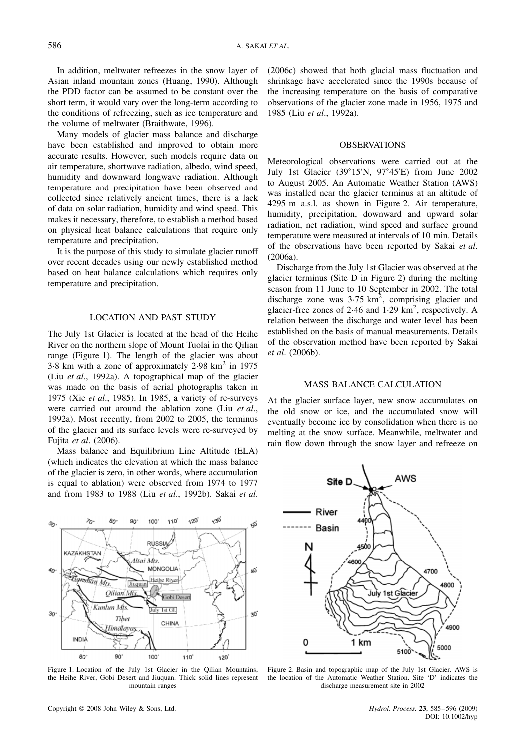In addition, meltwater refreezes in the snow layer of Asian inland mountain zones (Huang, 1990). Although the PDD factor can be assumed to be constant over the short term, it would vary over the long-term according to the conditions of refreezing, such as ice temperature and the volume of meltwater (Braithwate, 1996).

Many models of glacier mass balance and discharge have been established and improved to obtain more accurate results. However, such models require data on air temperature, shortwave radiation, albedo, wind speed, humidity and downward longwave radiation. Although temperature and precipitation have been observed and collected since relatively ancient times, there is a lack of data on solar radiation, humidity and wind speed. This makes it necessary, therefore, to establish a method based on physical heat balance calculations that require only temperature and precipitation.

It is the purpose of this study to simulate glacier runoff over recent decades using our newly established method based on heat balance calculations which requires only temperature and precipitation.

## LOCATION AND PAST STUDY

The July 1st Glacier is located at the head of the Heihe River on the northern slope of Mount Tuolai in the Qilian range (Figure 1). The length of the glacier was about 3·8 km with a zone of approximately 2·98 km$^2$ in 1975 (Liu *et al*., 1992a). A topographical map of the glacier was made on the basis of aerial photographs taken in 1975 (Xie *et al*., 1985). In 1985, a variety of re-surveys were carried out around the ablation zone (Liu *et al*., 1992a). Most recently, from 2002 to 2005, the terminus of the glacier and its surface levels were re-surveyed by Fujita *et al*. (2006).

Mass balance and Equilibrium Line Altitude (ELA) (which indicates the elevation at which the mass balance of the glacier is zero, in other words, where accumulation is equal to ablation) were observed from 1974 to 1977 and from 1983 to 1988 (Liu *et al*., 1992b). Sakai *et al*. (2006c) showed that both glacial mass fluctuation and shrinkage have accelerated since the 1990s because of the increasing temperature on the basis of comparative observations of the glacier zone made in 1956, 1975 and 1985 (Liu *et al*., 1992a).

## OBSERVATIONS

Meteorological observations were carried out at the July 1st Glacier (39°15′N, 97°45′E) from June 2002 to August 2005. An Automatic Weather Station (AWS) was installed near the glacier terminus at an altitude of 4295 m a.s.l. as shown in Figure 2. Air temperature, humidity, precipitation, downward and upward solar radiation, net radiation, wind speed and surface ground temperature were measured at intervals of 10 min. Details of the observations have been reported by Sakai *et al*. (2006a).

Discharge from the July 1st Glacier was observed at the glacier terminus (Site D in Figure 2) during the melting season from 11 June to 10 September in 2002. The total discharge zone was 3·75 km$^2$, comprising glacier and glacier-free zones of 2·46 and 1·29 km$^2$, respectively. A relation between the discharge and water level has been established on the basis of manual measurements. Details of the observation method have been reported by Sakai *et al*. (2006b).

## MASS BALANCE CALCULATION

At the glacier surface layer, new snow accumulates on the old snow or ice, and the accumulated snow will eventually become ice by consolidation when there is no melting at the snow surface. Meanwhile, meltwater and rain flow down through the snow layer and refreeze on

Figure 1. Location of the July 1st Glacier in the Qilian Mountains, the Heihe River, Gobi Desert and Jiuquan. Thick solid lines represent mountain ranges

Figure 2. Basin and topographic map of the July 1st Glacier. AWS is the location of the Automatic Weather Station. Site 'D' indicates the discharge measurement site in 2002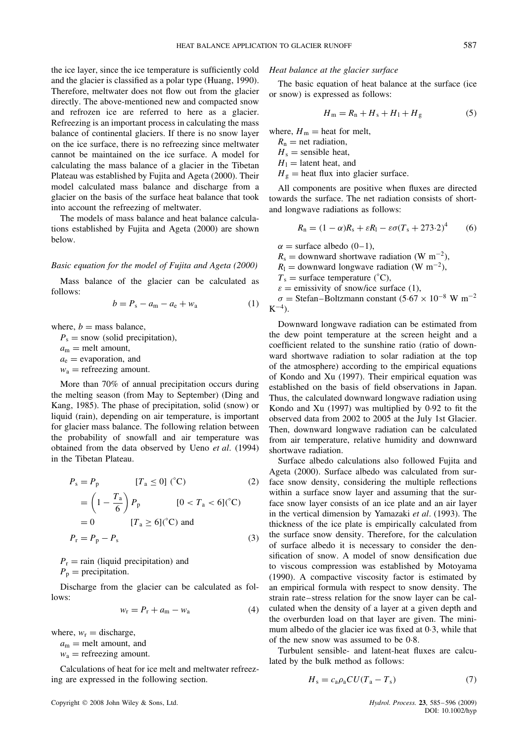the ice layer, since the ice temperature is sufficiently cold and the glacier is classified as a polar type (Huang, 1990). Therefore, meltwater does not flow out from the glacier directly. The above-mentioned new and compacted snow and refrozen ice are referred to here as a glacier. Refreezing is an important process in calculating the mass balance of continental glaciers. If there is no snow layer on the ice surface, there is no refreezing since meltwater cannot be maintained on the ice surface. A model for calculating the mass balance of a glacier in the Tibetan Plateau was established by Fujita and Ageta (2000). Their model calculated mass balance and discharge from a glacier on the basis of the surface heat balance that took into account the refreezing of meltwater.

The models of mass balance and heat balance calculations established by Fujita and Ageta (2000) are shown below.

*Basic equation for the model of Fujita and Ageta (2000)*

Mass balance of the glacier can be calculated as follows:

$$b = P_s - a_m - a_e + w_a \tag{1}$$

where, $b$ = mass balance,
$P_s$ = snow (solid precipitation),
$a_m$ = melt amount,
$a_e$ = evaporation, and
$w_a$ = refreezing amount.

More than 70% of annual precipitation occurs during the melting season (from May to September) (Ding and Kang, 1985). The phase of precipitation, solid (snow) or liquid (rain), depending on air temperature, is important for glacier mass balance. The following relation between the probability of snowfall and air temperature was obtained from the data observed by Ueno *et al*. (1994) in the Tibetan Plateau.

$$\begin{aligned} P_s &= P_p \qquad [T_a \le 0]\ (^\circ\text{C}) \qquad (2)\\ &= \left(1 - \frac{T_a}{6}\right) P_p \qquad [0 < T_a < 6](^\circ\text{C})\\ &= 0 \qquad [T_a \ge 6](^\circ\text{C}) \text{ and}\\ P_r &= P_p - P_s \qquad (3) \end{aligned}$$

$P_r$ = rain (liquid precipitation) and
$P_p$ = precipitation.

Discharge from the glacier can be calculated as follows:

$$w_r = P_r + a_m - w_a \tag{4}$$

where, $w_r$ = discharge,
$a_m$ = melt amount, and
$w_a$ = refreezing amount.

Calculations of heat for ice melt and meltwater refreezing are expressed in the following section.

*Heat balance at the glacier surface*

The basic equation of heat balance at the surface (ice or snow) is expressed as follows:

$$H_m = R_n + H_s + H_l + H_g \tag{5}$$

where, $H_m$ = heat for melt,
$R_n$ = net radiation,
$H_s$ = sensible heat,
$H_l$ = latent heat, and
$H_g$ = heat flux into glacier surface.

All components are positive when fluxes are directed towards the surface. The net radiation consists of short- and longwave radiations as follows:

$$R_n = (1 - \alpha)R_s + \varepsilon R_l - \varepsilon\sigma(T_s + 273{\cdot}2)^4 \tag{6}$$

$\alpha$ = surface albedo (0–1),
$R_s$ = downward shortwave radiation (W m$^{-2}$),
$R_l$ = downward longwave radiation (W m$^{-2}$),
$T_s$ = surface temperature (°C),
$\varepsilon$ = emissivity of snow/ice surface (1),
$\sigma$ = Stefan–Boltzmann constant ($5{\cdot}67 \times 10^{-8}$ W m$^{-2}$ K$^{-4}$).

Downward longwave radiation can be estimated from the dew point temperature at the screen height and a coefficient related to the sunshine ratio (ratio of downward shortwave radiation to solar radiation at the top of the atmosphere) according to the empirical equations of Kondo and Xu (1997). Their empirical equation was established on the basis of field observations in Japan. Thus, the calculated downward longwave radiation using Kondo and Xu (1997) was multiplied by 0·92 to fit the observed data from 2002 to 2005 at the July 1st Glacier. Then, downward longwave radiation can be calculated from air temperature, relative humidity and downward shortwave radiation.

Surface albedo calculations also followed Fujita and Ageta (2000). Surface albedo was calculated from surface snow density, considering the multiple reflections within a surface snow layer and assuming that the surface snow layer consists of an ice plate and an air layer in the vertical dimension by Yamazaki *et al*. (1993). The thickness of the ice plate is empirically calculated from the surface snow density. Therefore, for the calculation of surface albedo it is necessary to consider the densification of snow. A model of snow densification due to viscous compression was established by Motoyama (1990). A compactive viscosity factor is estimated by an empirical formula with respect to snow density. The strain rate–stress relation for the snow layer can be calculated when the density of a layer at a given depth and the overburden load on that layer are given. The minimum albedo of the glacier ice was fixed at 0·3, while that of the new snow was assumed to be 0·8.

Turbulent sensible- and latent-heat fluxes are calculated by the bulk method as follows:

$$H_s = c_a \rho_a C U (T_a - T_s) \tag{7}$$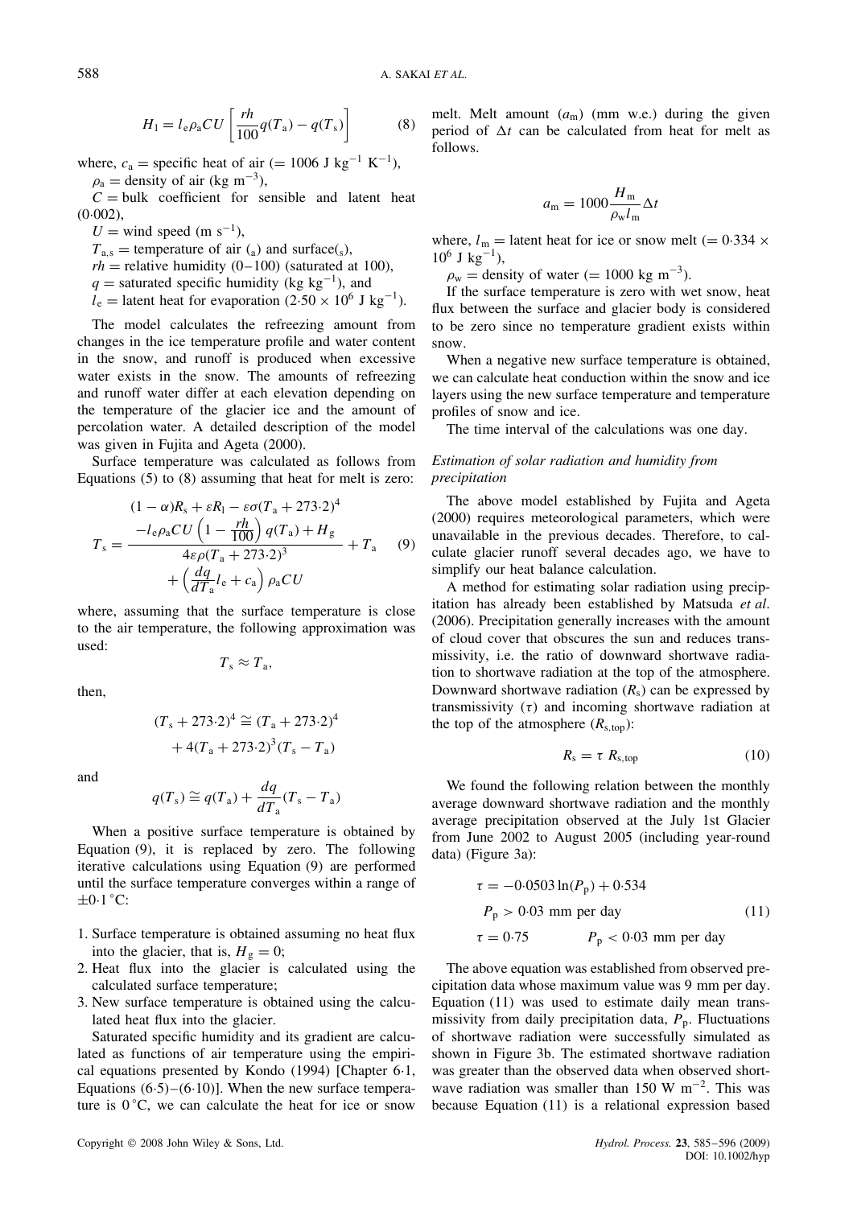$$H_l = l_e \rho_a C U \left[ \frac{rh}{100} q(T_a) - q(T_s) \right] \tag{8}$$

where, $c_a$ = specific heat of air (= 1006 J kg$^{-1}$ K$^{-1}$),
$\rho_a$ = density of air (kg m$^{-3}$),
$C$ = bulk coefficient for sensible and latent heat (0·002),
$U$ = wind speed (m s$^{-1}$),
$T_{a,s}$ = temperature of air ($_a$) and surface($_s$),
$rh$ = relative humidity (0–100) (saturated at 100),
$q$ = saturated specific humidity (kg kg$^{-1}$), and
$l_e$ = latent heat for evaporation (2·50 × 10$^6$ J kg$^{-1}$).

The model calculates the refreezing amount from changes in the ice temperature profile and water content in the snow, and runoff is produced when excessive water exists in the snow. The amounts of refreezing and runoff water differ at each elevation depending on the temperature of the glacier ice and the amount of percolation water. A detailed description of the model was given in Fujita and Ageta (2000).

Surface temperature was calculated as follows from Equations (5) to (8) assuming that heat for melt is zero:

$$T_s = \frac{\begin{array}{c}(1-\alpha)R_s + \varepsilon R_l - \varepsilon\sigma(T_a + 273{\cdot}2)^4 \\ - l_e \rho_a C U \left(1 - \frac{rh}{100}\right) q(T_a) + H_g\end{array}}{\begin{array}{c}4\varepsilon\rho(T_a + 273{\cdot}2)^3 \\ + \left(\frac{dq}{dT_a} l_e + c_a\right)\rho_a C U\end{array}} + T_a \tag{9}$$

where, assuming that the surface temperature is close to the air temperature, the following approximation was used:

$$T_s \approx T_a,$$

then,

$$(T_s + 273{\cdot}2)^4 \cong (T_a + 273{\cdot}2)^4 + 4(T_a + 273{\cdot}2)^3 (T_s - T_a)$$

and

$$q(T_s) \cong q(T_a) + \frac{dq}{dT_a}(T_s - T_a)$$

When a positive surface temperature is obtained by Equation (9), it is replaced by zero. The following iterative calculations using Equation (9) are performed until the surface temperature converges within a range of ±0·1 °C:

1. Surface temperature is obtained assuming no heat flux into the glacier, that is, $H_g = 0$;
2. Heat flux into the glacier is calculated using the calculated surface temperature;
3. New surface temperature is obtained using the calculated heat flux into the glacier.

Saturated specific humidity and its gradient are calculated as functions of air temperature using the empirical equations presented by Kondo (1994) [Chapter 6·1, Equations (6·5)–(6·10)]. When the new surface temperature is 0 °C, we can calculate the heat for ice or snow melt. Melt amount ($a_m$) (mm w.e.) during the given period of $\Delta t$ can be calculated from heat for melt as follows.

$$a_m = 1000 \frac{H_m}{\rho_w l_m} \Delta t$$

where, $l_m$ = latent heat for ice or snow melt (= 0·334 × 10$^6$ J kg$^{-1}$),
$\rho_w$ = density of water (= 1000 kg m$^{-3}$).

If the surface temperature is zero with wet snow, heat flux between the surface and glacier body is considered to be zero since no temperature gradient exists within snow.

When a negative new surface temperature is obtained, we can calculate heat conduction within the snow and ice layers using the new surface temperature and temperature profiles of snow and ice.

The time interval of the calculations was one day.

### *Estimation of solar radiation and humidity from precipitation*

The above model established by Fujita and Ageta (2000) requires meteorological parameters, which were unavailable in the previous decades. Therefore, to calculate glacier runoff several decades ago, we have to simplify our heat balance calculation.

A method for estimating solar radiation using precipitation has already been established by Matsuda *et al.* (2006). Precipitation generally increases with the amount of cloud cover that obscures the sun and reduces transmissivity, i.e. the ratio of downward shortwave radiation to shortwave radiation at the top of the atmosphere. Downward shortwave radiation ($R_s$) can be expressed by transmissivity ($\tau$) and incoming shortwave radiation at the top of the atmosphere ($R_{s,top}$):

$$R_s = \tau \, R_{s,top} \tag{10}$$

We found the following relation between the monthly average downward shortwave radiation and the monthly average precipitation observed at the July 1st Glacier from June 2002 to August 2005 (including year-round data) (Figure 3a):

$$\begin{aligned} &\tau = -0{\cdot}0503 \ln(P_p) + 0{\cdot}534 \\ &P_p > 0{\cdot}03 \text{ mm per day} \\ &\tau = 0{\cdot}75 \qquad\qquad P_p < 0{\cdot}03 \text{ mm per day} \end{aligned} \tag{11}$$

The above equation was established from observed precipitation data whose maximum value was 9 mm per day. Equation (11) was used to estimate daily mean transmissivity from daily precipitation data, $P_p$. Fluctuations of shortwave radiation were successfully simulated as shown in Figure 3b. The estimated shortwave radiation was greater than the observed data when observed shortwave radiation was smaller than 150 W m$^{-2}$. This was because Equation (11) is a relational expression based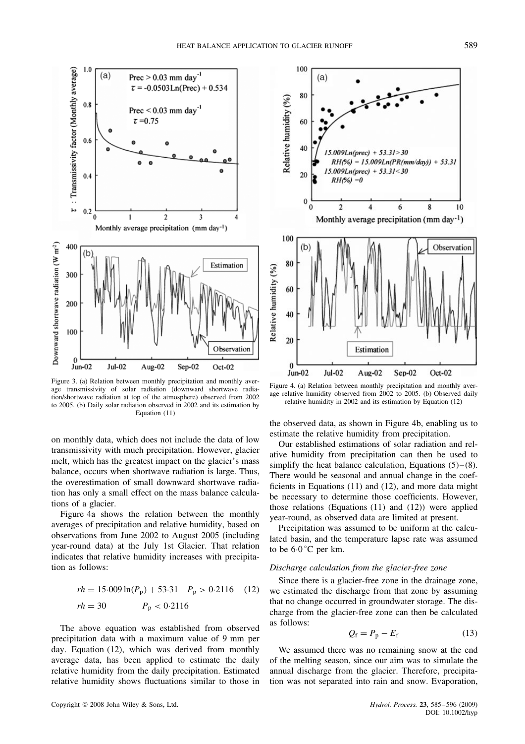Figure 3. (a) Relation between monthly precipitation and monthly average transmissivity of solar radiation (downward shortwave radiation/shortwave radiation at top of the atmosphere) observed from 2002 to 2005. (b) Daily solar radiation observed in 2002 and its estimation by Equation (11)

Figure 4. (a) Relation between monthly precipitation and monthly average relative humidity observed from 2002 to 2005. (b) Observed daily relative humidity in 2002 and its estimation by Equation (12)

on monthly data, which does not include the data of low transmissivity with much precipitation. However, glacier melt, which has the greatest impact on the glacier's mass balance, occurs when shortwave radiation is large. Thus, the overestimation of small downward shortwave radiation has only a small effect on the mass balance calculations of a glacier.

Figure 4a shows the relation between the monthly averages of precipitation and relative humidity, based on observations from June 2002 to August 2005 (including year-round data) at the July 1st Glacier. That relation indicates that relative humidity increases with precipitation as follows:

$$rh = 15{\cdot}009 \ln(P_p) + 53{\cdot}31 \quad P_p > 0{\cdot}2116 \tag{12}$$

$$rh = 30 \qquad P_p < 0{\cdot}2116$$

The above equation was established from observed precipitation data with a maximum value of 9 mm per day. Equation (12), which was derived from monthly average data, has been applied to estimate the daily relative humidity from the daily precipitation. Estimated relative humidity shows fluctuations similar to those in the observed data, as shown in Figure 4b, enabling us to estimate the relative humidity from precipitation.

Our established estimations of solar radiation and relative humidity from precipitation can then be used to simplify the heat balance calculation, Equations (5)–(8). There would be seasonal and annual change in the coefficients in Equations (11) and (12), and more data might be necessary to determine those coefficients. However, those relations (Equations (11) and (12)) were applied year-round, as observed data are limited at present.

Precipitation was assumed to be uniform at the calculated basin, and the temperature lapse rate was assumed to be 6·0 °C per km.

### *Discharge calculation from the glacier-free zone*

Since there is a glacier-free zone in the drainage zone, we estimated the discharge from that zone by assuming that no change occurred in groundwater storage. The discharge from the glacier-free zone can then be calculated as follows:

$$Q_f = P_p - E_f \tag{13}$$

We assumed there was no remaining snow at the end of the melting season, since our aim was to simulate the annual discharge from the glacier. Therefore, precipitation was not separated into rain and snow. Evaporation,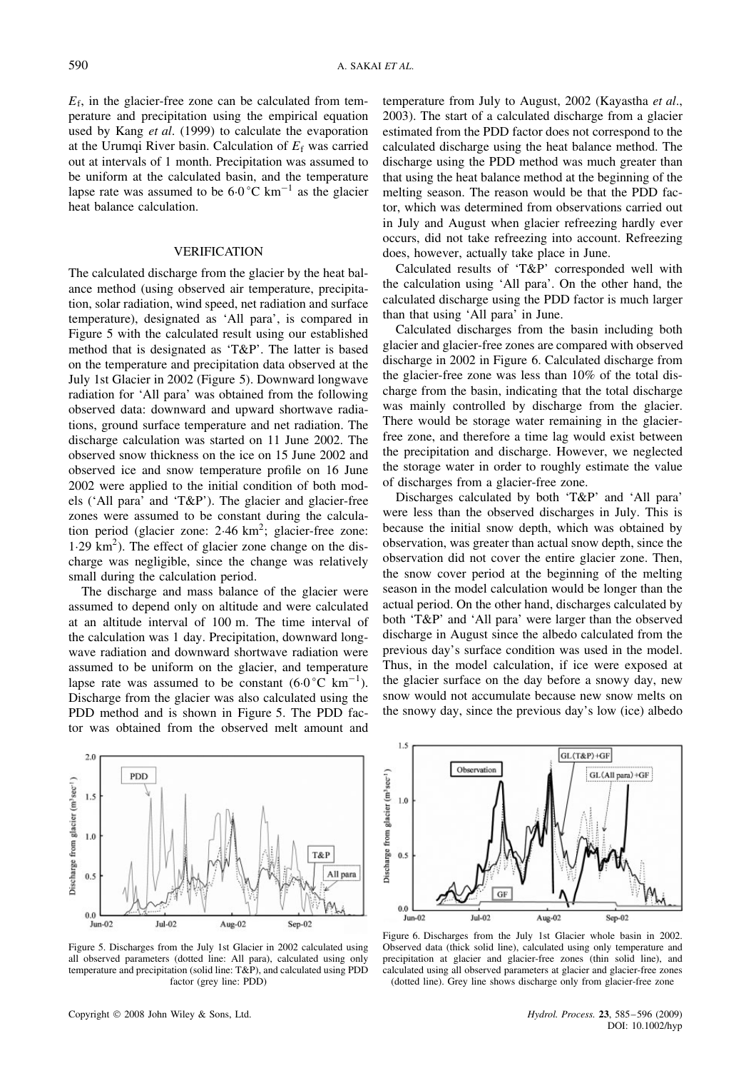$E_f$, in the glacier-free zone can be calculated from temperature and precipitation using the empirical equation used by Kang *et al*. (1999) to calculate the evaporation at the Urumqi River basin. Calculation of $E_f$ was carried out at intervals of 1 month. Precipitation was assumed to be uniform at the calculated basin, and the temperature lapse rate was assumed to be $6\cdot0\,^{\circ}\mathrm{C\ km^{-1}}$ as the glacier heat balance calculation.

## VERIFICATION

The calculated discharge from the glacier by the heat balance method (using observed air temperature, precipitation, solar radiation, wind speed, net radiation and surface temperature), designated as 'All para', is compared in Figure 5 with the calculated result using our established method that is designated as 'T&P'. The latter is based on the temperature and precipitation data observed at the July 1st Glacier in 2002 (Figure 5). Downward longwave radiation for 'All para' was obtained from the following observed data: downward and upward shortwave radiations, ground surface temperature and net radiation. The discharge calculation was started on 11 June 2002. The observed snow thickness on the ice on 15 June 2002 and observed ice and snow temperature profile on 16 June 2002 were applied to the initial condition of both models ('All para' and 'T&P'). The glacier and glacier-free zones were assumed to be constant during the calculation period (glacier zone: $2\cdot46\ \mathrm{km^2}$; glacier-free zone: $1\cdot29\ \mathrm{km^2}$). The effect of glacier zone change on the discharge was negligible, since the change was relatively small during the calculation period.

The discharge and mass balance of the glacier were assumed to depend only on altitude and were calculated at an altitude interval of 100 m. The time interval of the calculation was 1 day. Precipitation, downward longwave radiation and downward shortwave radiation were assumed to be uniform on the glacier, and temperature lapse rate was assumed to be constant ($6\cdot0\,^{\circ}\mathrm{C\ km^{-1}}$). Discharge from the glacier was also calculated using the PDD method and is shown in Figure 5. The PDD factor was obtained from the observed melt amount and temperature from July to August, 2002 (Kayastha *et al*., 2003). The start of a calculated discharge from a glacier estimated from the PDD factor does not correspond to the calculated discharge using the heat balance method. The discharge using the PDD method was much greater than that using the heat balance method at the beginning of the melting season. The reason would be that the PDD factor, which was determined from observations carried out in July and August when glacier refreezing hardly ever occurs, did not take refreezing into account. Refreezing does, however, actually take place in June.

Calculated results of 'T&P' corresponded well with the calculation using 'All para'. On the other hand, the calculated discharge using the PDD factor is much larger than that using 'All para' in June.

Calculated discharges from the basin including both glacier and glacier-free zones are compared with observed discharge in 2002 in Figure 6. Calculated discharge from the glacier-free zone was less than 10% of the total discharge from the basin, indicating that the total discharge was mainly controlled by discharge from the glacier. There would be storage water remaining in the glacier-free zone, and therefore a time lag would exist between the precipitation and discharge. However, we neglected the storage water in order to roughly estimate the value of discharges from a glacier-free zone.

Discharges calculated by both 'T&P' and 'All para' were less than the observed discharges in July. This is because the initial snow depth, which was obtained by observation, was greater than actual snow depth, since the observation did not cover the entire glacier zone. Then, the snow cover period at the beginning of the melting season in the model calculation would be longer than the actual period. On the other hand, discharges calculated by both 'T&P' and 'All para' were larger than the observed discharge in August since the albedo calculated from the previous day's surface condition was used in the model. Thus, in the model calculation, if ice were exposed at the glacier surface on the day before a snowy day, new snow would not accumulate because new snow melts on the snowy day, since the previous day's low (ice) albedo

PDD
T&P
All para
Discharge from glacier (m³sec⁻¹)
2.0
1.5
1.0
0.5
0.0
Jun-02
Jul-02
Aug-02
Sep-02

Figure 5. Discharges from the July 1st Glacier in 2002 calculated using all observed parameters (dotted line: All para), calculated using only temperature and precipitation (solid line: T&P), and calculated using PDD factor (grey line: PDD)

Observation
GL(T&P)+GF
GL(All para)+GF
GF
Discharge from glacier (m³sec⁻¹)
1.5
1.0
0.5
0.0
Jun-02
Jul-02
Aug-02
Sep-02

Figure 6. Discharges from the July 1st Glacier whole basin in 2002. Observed data (thick solid line), calculated using only temperature and precipitation at glacier and glacier-free zones (thin solid line), and calculated using all observed parameters at glacier and glacier-free zones (dotted line). Grey line shows discharge only from glacier-free zone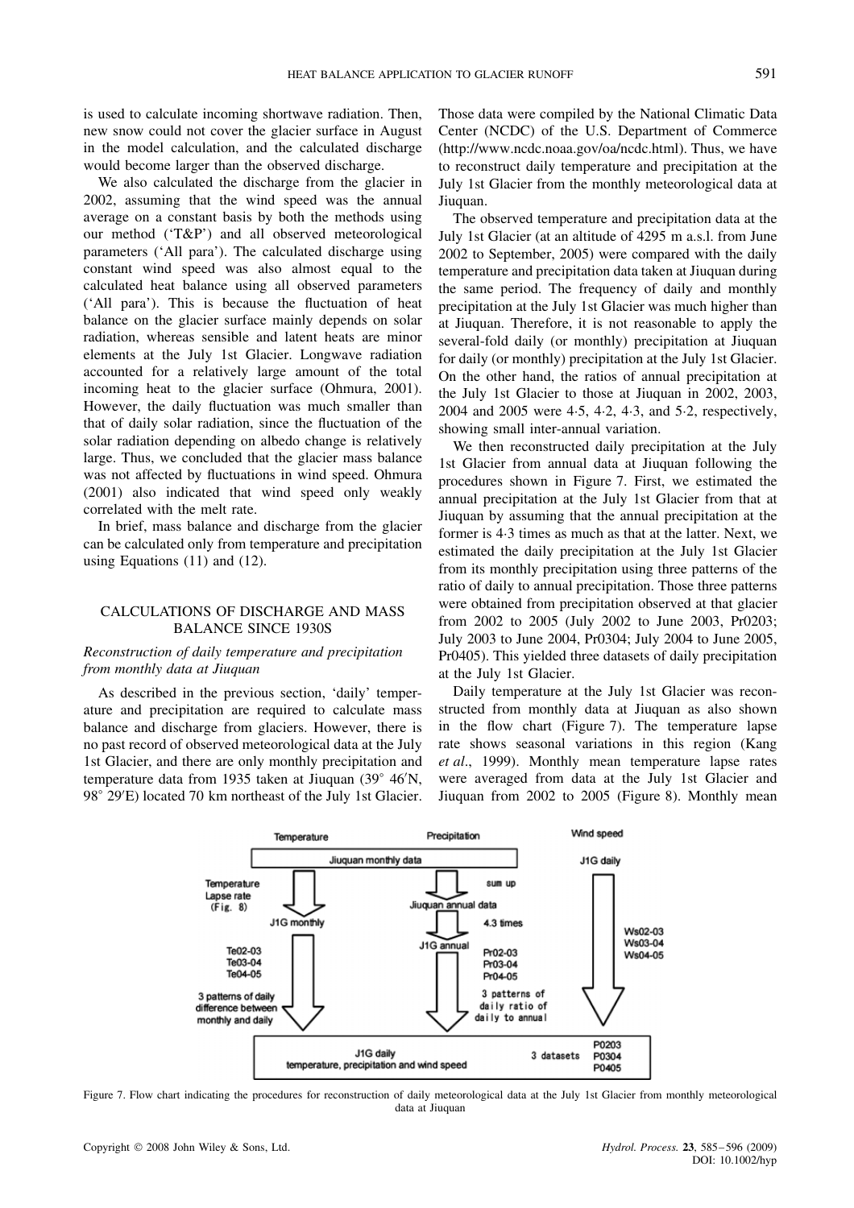is used to calculate incoming shortwave radiation. Then, new snow could not cover the glacier surface in August in the model calculation, and the calculated discharge would become larger than the observed discharge.

We also calculated the discharge from the glacier in 2002, assuming that the wind speed was the annual average on a constant basis by both the methods using our method ('T&P') and all observed meteorological parameters ('All para'). The calculated discharge using constant wind speed was also almost equal to the calculated heat balance using all observed parameters ('All para'). This is because the fluctuation of heat balance on the glacier surface mainly depends on solar radiation, whereas sensible and latent heats are minor elements at the July 1st Glacier. Longwave radiation accounted for a relatively large amount of the total incoming heat to the glacier surface (Ohmura, 2001). However, the daily fluctuation was much smaller than that of daily solar radiation, since the fluctuation of the solar radiation depending on albedo change is relatively large. Thus, we concluded that the glacier mass balance was not affected by fluctuations in wind speed. Ohmura (2001) also indicated that wind speed only weakly correlated with the melt rate.

In brief, mass balance and discharge from the glacier can be calculated only from temperature and precipitation using Equations (11) and (12).

## CALCULATIONS OF DISCHARGE AND MASS BALANCE SINCE 1930S

### *Reconstruction of daily temperature and precipitation from monthly data at Jiuquan*

As described in the previous section, 'daily' temperature and precipitation are required to calculate mass balance and discharge from glaciers. However, there is no past record of observed meteorological data at the July 1st Glacier, and there are only monthly precipitation and temperature data from 1935 taken at Jiuquan (39° 46′N, 98° 29′E) located 70 km northeast of the July 1st Glacier. Those data were compiled by the National Climatic Data Center (NCDC) of the U.S. Department of Commerce (http://www.ncdc.noaa.gov/oa/ncdc.html). Thus, we have to reconstruct daily temperature and precipitation at the July 1st Glacier from the monthly meteorological data at Jiuquan.

The observed temperature and precipitation data at the July 1st Glacier (at an altitude of 4295 m a.s.l. from June 2002 to September, 2005) were compared with the daily temperature and precipitation data taken at Jiuquan during the same period. The frequency of daily and monthly precipitation at the July 1st Glacier was much higher than at Jiuquan. Therefore, it is not reasonable to apply the several-fold daily (or monthly) precipitation at Jiuquan for daily (or monthly) precipitation at the July 1st Glacier. On the other hand, the ratios of annual precipitation at the July 1st Glacier to those at Jiuquan in 2002, 2003, 2004 and 2005 were 4·5, 4·2, 4·3, and 5·2, respectively, showing small inter-annual variation.

We then reconstructed daily precipitation at the July 1st Glacier from annual data at Jiuquan following the procedures shown in Figure 7. First, we estimated the annual precipitation at the July 1st Glacier from that at Jiuquan by assuming that the annual precipitation at the former is 4·3 times as much as that at the latter. Next, we estimated the daily precipitation at the July 1st Glacier from its monthly precipitation using three patterns of the ratio of daily to annual precipitation. Those three patterns were obtained from precipitation observed at that glacier from 2002 to 2005 (July 2002 to June 2003, Pr0203; July 2003 to June 2004, Pr0304; July 2004 to June 2005, Pr0405). This yielded three datasets of daily precipitation at the July 1st Glacier.

Daily temperature at the July 1st Glacier was reconstructed from monthly data at Jiuquan as also shown in the flow chart (Figure 7). The temperature lapse rate shows seasonal variations in this region (Kang *et al*., 1999). Monthly mean temperature lapse rates were averaged from data at the July 1st Glacier and Jiuquan from 2002 to 2005 (Figure 8). Monthly mean

Figure 7. Flow chart indicating the procedures for reconstruction of daily meteorological data at the July 1st Glacier from monthly meteorological data at Jiuquan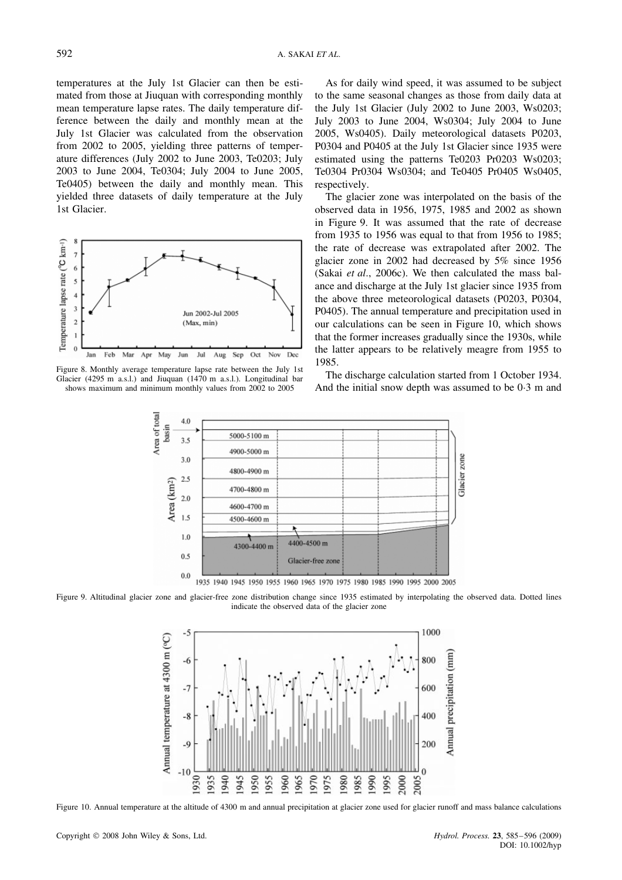temperatures at the July 1st Glacier can then be estimated from those at Jiuquan with corresponding monthly mean temperature lapse rates. The daily temperature difference between the daily and monthly mean at the July 1st Glacier was calculated from the observation from 2002 to 2005, yielding three patterns of temperature differences (July 2002 to June 2003, Te0203; July 2003 to June 2004, Te0304; July 2004 to June 2005, Te0405) between the daily and monthly mean. This yielded three datasets of daily temperature at the July 1st Glacier.

Figure 8. Monthly average temperature lapse rate between the July 1st Glacier (4295 m a.s.l.) and Jiuquan (1470 m a.s.l.). Longitudinal bar shows maximum and minimum monthly values from 2002 to 2005

As for daily wind speed, it was assumed to be subject to the same seasonal changes as those from daily data at the July 1st Glacier (July 2002 to June 2003, Ws0203; July 2003 to June 2004, Ws0304; July 2004 to June 2005, Ws0405). Daily meteorological datasets P0203, P0304 and P0405 at the July 1st Glacier since 1935 were estimated using the patterns Te0203 Pr0203 Ws0203; Te0304 Pr0304 Ws0304; and Te0405 Pr0405 Ws0405, respectively.

The glacier zone was interpolated on the basis of the observed data in 1956, 1975, 1985 and 2002 as shown in Figure 9. It was assumed that the rate of decrease from 1935 to 1956 was equal to that from 1956 to 1985; the rate of decrease was extrapolated after 2002. The glacier zone in 2002 had decreased by 5% since 1956 (Sakai *et al*., 2006c). We then calculated the mass balance and discharge at the July 1st glacier since 1935 from the above three meteorological datasets (P0203, P0304, P0405). The annual temperature and precipitation used in our calculations can be seen in Figure 10, which shows that the former increases gradually since the 1930s, while the latter appears to be relatively meagre from 1955 to 1985.

The discharge calculation started from 1 October 1934. And the initial snow depth was assumed to be 0·3 m and

Figure 9. Altitudinal glacier zone and glacier-free zone distribution change since 1935 estimated by interpolating the observed data. Dotted lines indicate the observed data of the glacier zone

Figure 10. Annual temperature at the altitude of 4300 m and annual precipitation at glacier zone used for glacier runoff and mass balance calculations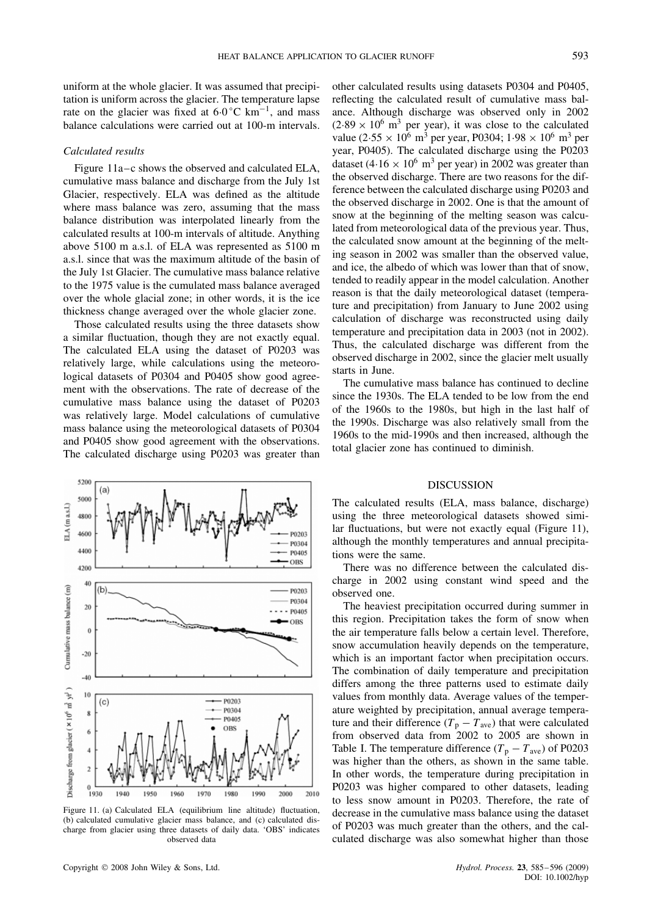uniform at the whole glacier. It was assumed that precipitation is uniform across the glacier. The temperature lapse rate on the glacier was fixed at $6{\cdot}0\,^{\circ}\text{C km}^{-1}$, and mass balance calculations were carried out at 100-m intervals.

### *Calculated results*

Figure 11a–c shows the observed and calculated ELA, cumulative mass balance and discharge from the July 1st Glacier, respectively. ELA was defined as the altitude where mass balance was zero, assuming that the mass balance distribution was interpolated linearly from the calculated results at 100-m intervals of altitude. Anything above 5100 m a.s.l. of ELA was represented as 5100 m a.s.l. since that was the maximum altitude of the basin of the July 1st Glacier. The cumulative mass balance relative to the 1975 value is the cumulated mass balance averaged over the whole glacial zone; in other words, it is the ice thickness change averaged over the whole glacier zone.

Those calculated results using the three datasets show a similar fluctuation, though they are not exactly equal. The calculated ELA using the dataset of P0203 was relatively large, while calculations using the meteorological datasets of P0304 and P0405 show good agreement with the observations. The rate of decrease of the cumulative mass balance using the dataset of P0203 was relatively large. Model calculations of cumulative mass balance using the meteorological datasets of P0304 and P0405 show good agreement with the observations. The calculated discharge using P0203 was greater than other calculated results using datasets P0304 and P0405, reflecting the calculated result of cumulative mass balance. Although discharge was observed only in 2002 ($2{\cdot}89 \times 10^6$ m$^3$ per year), it was close to the calculated value ($2{\cdot}55 \times 10^6$ m$^3$ per year, P0304; $1{\cdot}98 \times 10^6$ m$^3$ per year, P0405). The calculated discharge using the P0203 dataset ($4{\cdot}16 \times 10^6$ m$^3$ per year) in 2002 was greater than the observed discharge. There are two reasons for the difference between the calculated discharge using P0203 and the observed discharge in 2002. One is that the amount of snow at the beginning of the melting season was calculated from meteorological data of the previous year. Thus, the calculated snow amount at the beginning of the melting season in 2002 was smaller than the observed value, and ice, the albedo of which was lower than that of snow, tended to readily appear in the model calculation. Another reason is that the daily meteorological dataset (temperature and precipitation) from January to June 2002 using calculation of discharge was reconstructed using daily temperature and precipitation data in 2003 (not in 2002). Thus, the calculated discharge was different from the observed discharge in 2002, since the glacier melt usually starts in June.

The cumulative mass balance has continued to decline since the 1930s. The ELA tended to be low from the end of the 1960s to the 1980s, but high in the last half of the 1990s. Discharge was also relatively small from the 1960s to the mid-1990s and then increased, although the total glacier zone has continued to diminish.

Figure 11. (a) Calculated ELA (equilibrium line altitude) fluctuation, (b) calculated cumulative glacier mass balance, and (c) calculated discharge from glacier using three datasets of daily data. 'OBS' indicates observed data

## DISCUSSION

The calculated results (ELA, mass balance, discharge) using the three meteorological datasets showed similar fluctuations, but were not exactly equal (Figure 11), although the monthly temperatures and annual precipitations were the same.

There was no difference between the calculated discharge in 2002 using constant wind speed and the observed one.

The heaviest precipitation occurred during summer in this region. Precipitation takes the form of snow when the air temperature falls below a certain level. Therefore, snow accumulation heavily depends on the temperature, which is an important factor when precipitation occurs. The combination of daily temperature and precipitation differs among the three patterns used to estimate daily values from monthly data. Average values of the temperature weighted by precipitation, annual average temperature and their difference ($T_p - T_{ave}$) that were calculated from observed data from 2002 to 2005 are shown in Table I. The temperature difference ($T_p - T_{ave}$) of P0203 was higher than the others, as shown in the same table. In other words, the temperature during precipitation in P0203 was higher compared to other datasets, leading to less snow amount in P0203. Therefore, the rate of decrease in the cumulative mass balance using the dataset of P0203 was much greater than the others, and the calculated discharge was also somewhat higher than those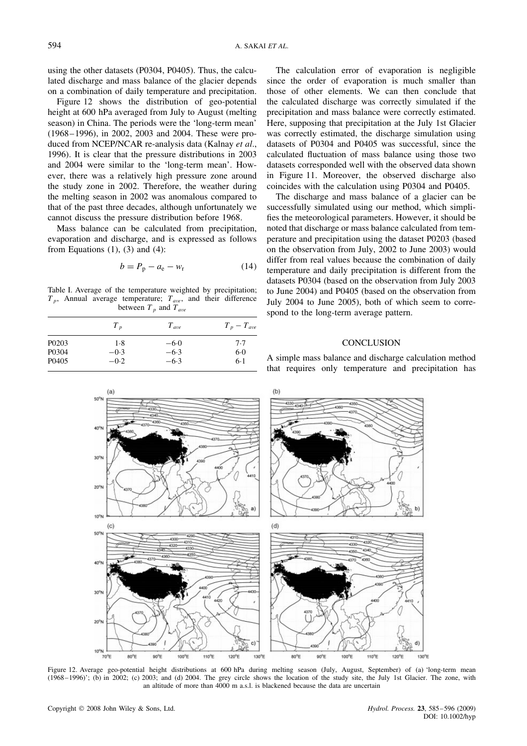using the other datasets (P0304, P0405). Thus, the calculated discharge and mass balance of the glacier depends on a combination of daily temperature and precipitation.

Figure 12 shows the distribution of geo-potential height at 600 hPa averaged from July to August (melting season) in China. The periods were the 'long-term mean' (1968–1996), in 2002, 2003 and 2004. These were produced from NCEP/NCAR re-analysis data (Kalnay *et al*., 1996). It is clear that the pressure distributions in 2003 and 2004 were similar to the 'long-term mean'. However, there was a relatively high pressure zone around the study zone in 2002. Therefore, the weather during the melting season in 2002 was anomalous compared to that of the past three decades, although unfortunately we cannot discuss the pressure distribution before 1968.

Mass balance can be calculated from precipitation, evaporation and discharge, and is expressed as follows from Equations (1), (3) and (4):

$$b = P_p - a_e - w_r \tag{14}$$

Table I. Average of the temperature weighted by precipitation; $T_p$, Annual average temperature; $T_{ave}$, and their difference between $T_p$ and $T_{ave}$

| | $T_p$ | $T_{ave}$ | $T_p - T_{ave}$ |
|---|---|---|---|
| P0203 | 1·8 | −6·0 | 7·7 |
| P0304 | −0·3 | −6·3 | 6·0 |
| P0405 | −0·2 | −6·3 | 6·1 |

The calculation error of evaporation is negligible since the order of evaporation is much smaller than those of other elements. We can then conclude that the calculated discharge was correctly simulated if the precipitation and mass balance were correctly estimated. Here, supposing that precipitation at the July 1st Glacier was correctly estimated, the discharge simulation using datasets of P0304 and P0405 was successful, since the calculated fluctuation of mass balance using those two datasets corresponded well with the observed data shown in Figure 11. Moreover, the observed discharge also coincides with the calculation using P0304 and P0405.

The discharge and mass balance of a glacier can be successfully simulated using our method, which simplifies the meteorological parameters. However, it should be noted that discharge or mass balance calculated from temperature and precipitation using the dataset P0203 (based on the observation from July, 2002 to June 2003) would differ from real values because the combination of daily temperature and daily precipitation is different from the datasets P0304 (based on the observation from July 2003 to June 2004) and P0405 (based on the observation from July 2004 to June 2005), both of which seem to correspond to the long-term average pattern.

## CONCLUSION

A simple mass balance and discharge calculation method that requires only temperature and precipitation has

Figure 12. Average geo-potential height distributions at 600 hPa during melting season (July, August, September) of (a) 'long-term mean (1968–1996)'; (b) in 2002; (c) 2003; and (d) 2004. The grey circle shows the location of the study site, the July 1st Glacier. The zone, with an altitude of more than 4000 m a.s.l. is blackened because the data are uncertain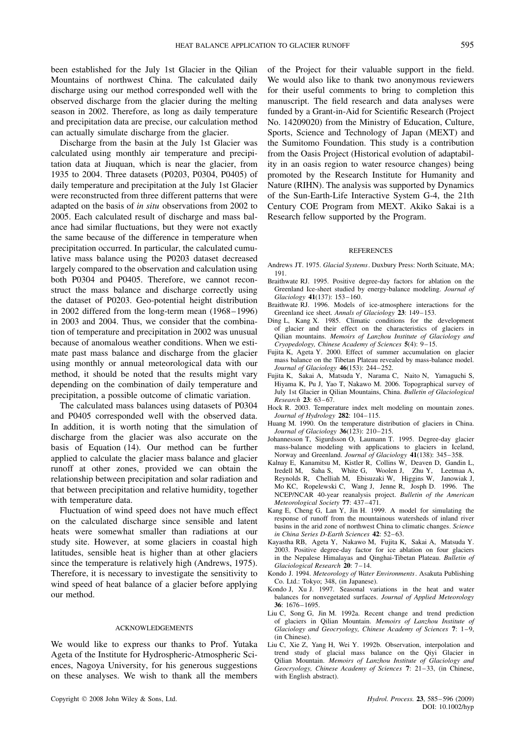been established for the July 1st Glacier in the Qilian Mountains of northwest China. The calculated daily discharge using our method corresponded well with the observed discharge from the glacier during the melting season in 2002. Therefore, as long as daily temperature and precipitation data are precise, our calculation method can actually simulate discharge from the glacier.

Discharge from the basin at the July 1st Glacier was calculated using monthly air temperature and precipitation data at Jiuquan, which is near the glacier, from 1935 to 2004. Three datasets (P0203, P0304, P0405) of daily temperature and precipitation at the July 1st Glacier were reconstructed from three different patterns that were adapted on the basis of *in situ* observations from 2002 to 2005. Each calculated result of discharge and mass balance had similar fluctuations, but they were not exactly the same because of the difference in temperature when precipitation occurred. In particular, the calculated cumulative mass balance using the P0203 dataset decreased largely compared to the observation and calculation using both P0304 and P0405. Therefore, we cannot reconstruct the mass balance and discharge correctly using the dataset of P0203. Geo-potential height distribution in 2002 differed from the long-term mean (1968–1996) in 2003 and 2004. Thus, we consider that the combination of temperature and precipitation in 2002 was unusual because of anomalous weather conditions. When we estimate past mass balance and discharge from the glacier using monthly or annual meteorological data with our method, it should be noted that the results might vary depending on the combination of daily temperature and precipitation, a possible outcome of climatic variation.

The calculated mass balances using datasets of P0304 and P0405 corresponded well with the observed data. In addition, it is worth noting that the simulation of discharge from the glacier was also accurate on the basis of Equation (14). Our method can be further applied to calculate the glacier mass balance and glacier runoff at other zones, provided we can obtain the relationship between precipitation and solar radiation and that between precipitation and relative humidity, together with temperature data.

Fluctuation of wind speed does not have much effect on the calculated discharge since sensible and latent heats were somewhat smaller than radiations at our study site. However, at some glaciers in coastal high latitudes, sensible heat is higher than at other glaciers since the temperature is relatively high (Andrews, 1975). Therefore, it is necessary to investigate the sensitivity to wind speed of heat balance of a glacier before applying our method.

## ACKNOWLEDGEMENTS

We would like to express our thanks to Prof. Yutaka Ageta of the Institute for Hydrospheric-Atmospheric Sciences, Nagoya University, for his generous suggestions on these analyses. We wish to thank all the members of the Project for their valuable support in the field. We would also like to thank two anonymous reviewers for their useful comments to bring to completion this manuscript. The field research and data analyses were funded by a Grant-in-Aid for Scientific Research (Project No. 14209020) from the Ministry of Education, Culture, Sports, Science and Technology of Japan (MEXT) and the Sumitomo Foundation. This study is a contribution from the Oasis Project (Historical evolution of adaptability in an oasis region to water resource changes) being promoted by the Research Institute for Humanity and Nature (RIHN). The analysis was supported by Dynamics of the Sun-Earth-Life Interactive System G-4, the 21th Century COE Program from MEXT. Akiko Sakai is a Research fellow supported by the Program.

## REFERENCES

Andrews JT. 1975. *Glacial Systems*. Duxbury Press: North Scituate, MA; 191.

Braithwate RJ. 1995. Positive degree-day factors for ablation on the Greenland Ice-sheet studied by energy-balance modeling. *Journal of Glaciology* **41**(137): 153–160.

Braithwate RJ. 1996. Models of ice-atmosphere interactions for the Greenland ice sheet. *Annals of Glaciology* **23**: 149–153.

Ding L, Kang X. 1985. Climatic conditions for the development of glacier and their effect on the characteristics of glaciers in Qilian mountains. *Memoirs of Lanzhou Institute of Glaciology and Cryopedology, Chinese Academy of Sciences* **5**(4): 9–15.

Fujita K, Ageta Y. 2000. Effect of summer accumulation on glacier mass balance on the Tibetan Plateau revealed by mass-balance model. *Journal of Glaciology* **46**(153): 244–252.

Fujita K, Sakai A, Matsuda Y, Narama C, Naito N, Yamaguchi S, Hiyama K, Pu J, Yao T, Nakawo M. 2006. Topographical survey of July 1st Glacier in Qilian Mountains, China. *Bulletin of Glaciological Research* **23**: 63–67.

Hock R. 2003. Temperature index melt modeling on mountain zones. *Journal of Hydrology* **282**: 104–115.

Huang M. 1990. On the temperature distribution of glaciers in China. *Journal of Glaciology* **36**(123): 210–215.

Johannesson T, Sigurdsson O, Laumann T. 1995. Degree-day glacier mass-balance modeling with applications to glaciers in Iceland, Norway and Greenland. *Journal of Glaciology* **41**(138): 345–358.

Kalnay E, Kanamitsu M, Kistler R, Collins W, Deaven D, Gandin L, Iredell M, Saha S, White G, Woolen J, Zhu Y, Leetmaa A, Reynolds R, Chelliah M, Ebisuzaki W, Higgins W, Janowiak J, Mo KC, Ropelewski C, Wang J, Jenne R, Josph D. 1996. The NCEP/NCAR 40-year reanalysis project. *Bulletin of the American Meteorological Society* **77**: 437–471.

Kang E, Cheng G, Lan Y, Jin H. 1999. A model for simulating the response of runoff from the mountainous watersheds of inland river basins in the arid zone of northwest China to climatic changes. *Science in China Series D-Earth Sciences* **42**: 52–63.

Kayastha RB, Ageta Y, Nakawo M, Fujita K, Sakai A, Matsuda Y. 2003. Positive degree-day factor for ice ablation on four glaciers in the Nepalese Himalayas and Qinghai-Tibetan Plateau. *Bulletin of Glaciological Research* **20**: 7–14.

Kondo J. 1994. *Meteorology of Water Environments*. Asakuta Publishing Co. Ltd.: Tokyo; 348, (in Japanese).

Kondo J, Xu J. 1997. Seasonal variations in the heat and water balances for nonvegetated surfaces. *Journal of Applied Meteorology* **36**: 1676–1695.

Liu C, Song G, Jin M. 1992a. Recent change and trend prediction of glaciers in Qilian Mountain. *Memoirs of Lanzhou Institute of Glaciology and Geocryology, Chinese Academy of Sciences* **7**: 1–9, (in Chinese).

Liu C, Xie Z, Yang H, Wei Y. 1992b. Observation, interpolation and trend study of glacial mass balance on the Qiyi Glacier in Qilian Mountain. *Memoirs of Lanzhou Institute of Glaciology and Geocryology, Chinese Academy of Sciences* **7**: 21–33, (in Chinese, with English abstract).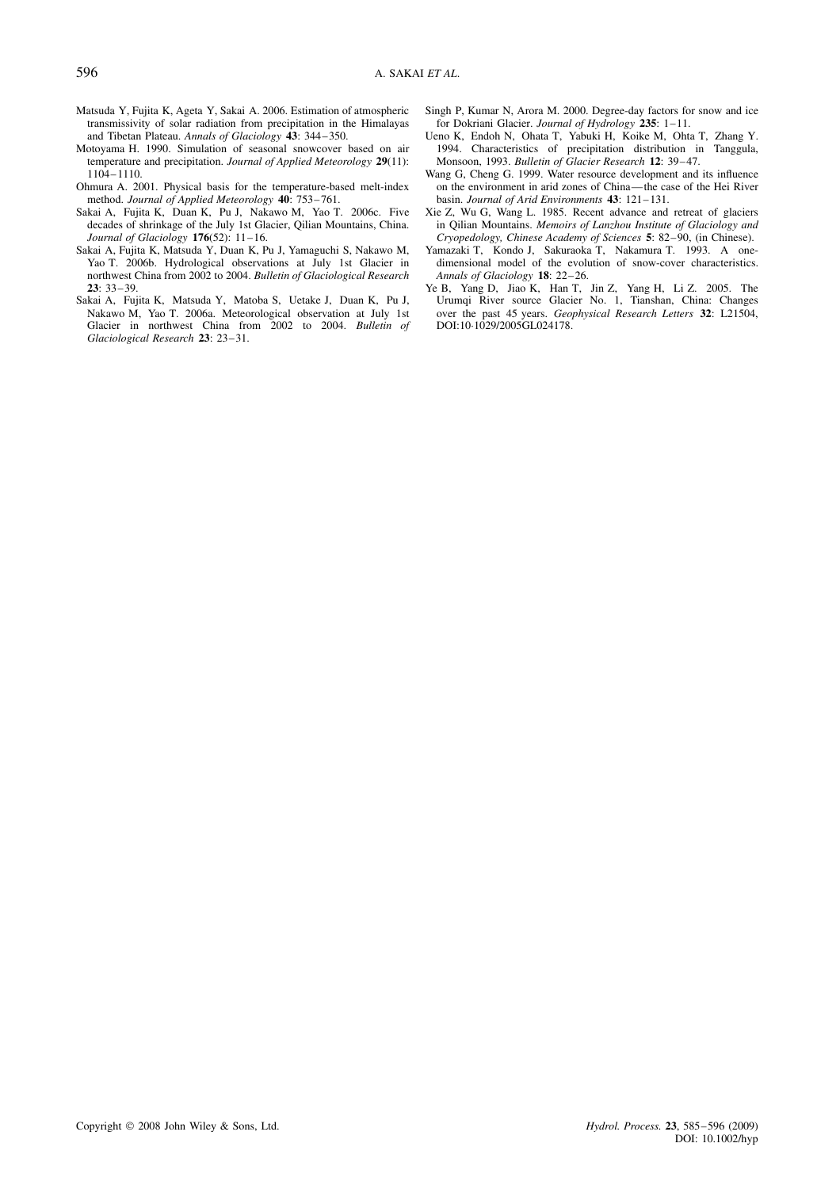Matsuda Y, Fujita K, Ageta Y, Sakai A. 2006. Estimation of atmospheric transmissivity of solar radiation from precipitation in the Himalayas and Tibetan Plateau. *Annals of Glaciology* **43**: 344–350.

Motoyama H. 1990. Simulation of seasonal snowcover based on air temperature and precipitation. *Journal of Applied Meteorology* **29**(11): 1104–1110.

Ohmura A. 2001. Physical basis for the temperature-based melt-index method. *Journal of Applied Meteorology* **40**: 753–761.

Sakai A, Fujita K, Duan K, Pu J, Nakawo M, Yao T. 2006c. Five decades of shrinkage of the July 1st Glacier, Qilian Mountains, China. *Journal of Glaciology* **176**(52): 11–16.

Sakai A, Fujita K, Matsuda Y, Duan K, Pu J, Yamaguchi S, Nakawo M, Yao T. 2006b. Hydrological observations at July 1st Glacier in northwest China from 2002 to 2004. *Bulletin of Glaciological Research* **23**: 33–39.

Sakai A, Fujita K, Matsuda Y, Matoba S, Uetake J, Duan K, Pu J, Nakawo M, Yao T. 2006a. Meteorological observation at July 1st Glacier in northwest China from 2002 to 2004. *Bulletin of Glaciological Research* **23**: 23–31.

Singh P, Kumar N, Arora M. 2000. Degree-day factors for snow and ice for Dokriani Glacier. *Journal of Hydrology* **235**: 1–11.

Ueno K, Endoh N, Ohata T, Yabuki H, Koike M, Ohta T, Zhang Y. 1994. Characteristics of precipitation distribution in Tanggula, Monsoon, 1993. *Bulletin of Glacier Research* **12**: 39–47.

Wang G, Cheng G. 1999. Water resource development and its influence on the environment in arid zones of China—the case of the Hei River basin. *Journal of Arid Environments* **43**: 121–131.

Xie Z, Wu G, Wang L. 1985. Recent advance and retreat of glaciers in Qilian Mountains. *Memoirs of Lanzhou Institute of Glaciology and Cryopedology, Chinese Academy of Sciences* **5**: 82–90, (in Chinese).

Yamazaki T, Kondo J, Sakuraoka T, Nakamura T. 1993. A one-dimensional model of the evolution of snow-cover characteristics. *Annals of Glaciology* **18**: 22–26.

Ye B, Yang D, Jiao K, Han T, Jin Z, Yang H, Li Z. 2005. The Urumqi River source Glacier No. 1, Tianshan, China: Changes over the past 45 years. *Geophysical Research Letters* **32**: L21504, DOI:10.1029/2005GL024178.